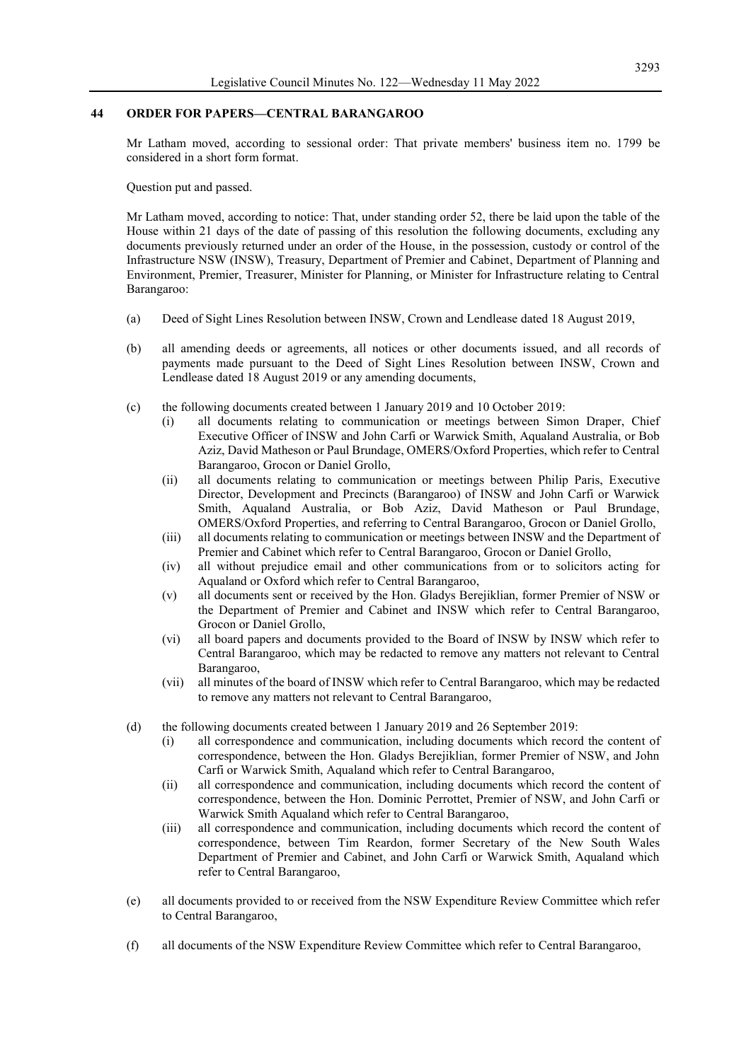## 44 ORDER FOR PAPERS—CENTRAL BARANGAROO

Mr Latham moved, according to sessional order: That private members' business item no. 1799 be considered in a short form format.

Question put and passed.

Mr Latham moved, according to notice: That, under standing order 52, there be laid upon the table of the House within 21 days of the date of passing of this resolution the following documents, excluding any documents previously returned under an order of the House, in the possession, custody or control of the Infrastructure NSW (INSW), Treasury, Department of Premier and Cabinet, Department of Planning and Environment, Premier, Treasurer, Minister for Planning, or Minister for Infrastructure relating to Central Barangaroo:

(a) Deed of Sight Lines Resolution between INSW, Crown and Lendlease dated 18 August 2019,

(b) all amending deeds or agreements, all notices or other documents issued, and all records of payments made pursuant to the Deed of Sight Lines Resolution between INSW, Crown and Lendlease dated 18 August 2019 or any amending documents,

(c) the following documents created between 1 January 2019 and 10 October 2019:
   (i) all documents relating to communication or meetings between Simon Draper, Chief Executive Officer of INSW and John Carfi or Warwick Smith, Aqualand Australia, or Bob Aziz, David Matheson or Paul Brundage, OMERS/Oxford Properties, which refer to Central Barangaroo, Grocon or Daniel Grollo,
   (ii) all documents relating to communication or meetings between Philip Paris, Executive Director, Development and Precincts (Barangaroo) of INSW and John Carfi or Warwick Smith, Aqualand Australia, or Bob Aziz, David Matheson or Paul Brundage, OMERS/Oxford Properties, and referring to Central Barangaroo, Grocon or Daniel Grollo,
   (iii) all documents relating to communication or meetings between INSW and the Department of Premier and Cabinet which refer to Central Barangaroo, Grocon or Daniel Grollo,
   (iv) all without prejudice email and other communications from or to solicitors acting for Aqualand or Oxford which refer to Central Barangaroo,
   (v) all documents sent or received by the Hon. Gladys Berejiklian, former Premier of NSW or the Department of Premier and Cabinet and INSW which refer to Central Barangaroo, Grocon or Daniel Grollo,
   (vi) all board papers and documents provided to the Board of INSW by INSW which refer to Central Barangaroo, which may be redacted to remove any matters not relevant to Central Barangaroo,
   (vii) all minutes of the board of INSW which refer to Central Barangaroo, which may be redacted to remove any matters not relevant to Central Barangaroo,

(d) the following documents created between 1 January 2019 and 26 September 2019:
   (i) all correspondence and communication, including documents which record the content of correspondence, between the Hon. Gladys Berejiklian, former Premier of NSW, and John Carfi or Warwick Smith, Aqualand which refer to Central Barangaroo,
   (ii) all correspondence and communication, including documents which record the content of correspondence, between the Hon. Dominic Perrottet, Premier of NSW, and John Carfi or Warwick Smith Aqualand which refer to Central Barangaroo,
   (iii) all correspondence and communication, including documents which record the content of correspondence, between Tim Reardon, former Secretary of the New South Wales Department of Premier and Cabinet, and John Carfi or Warwick Smith, Aqualand which refer to Central Barangaroo,

(e) all documents provided to or received from the NSW Expenditure Review Committee which refer to Central Barangaroo,

(f) all documents of the NSW Expenditure Review Committee which refer to Central Barangaroo,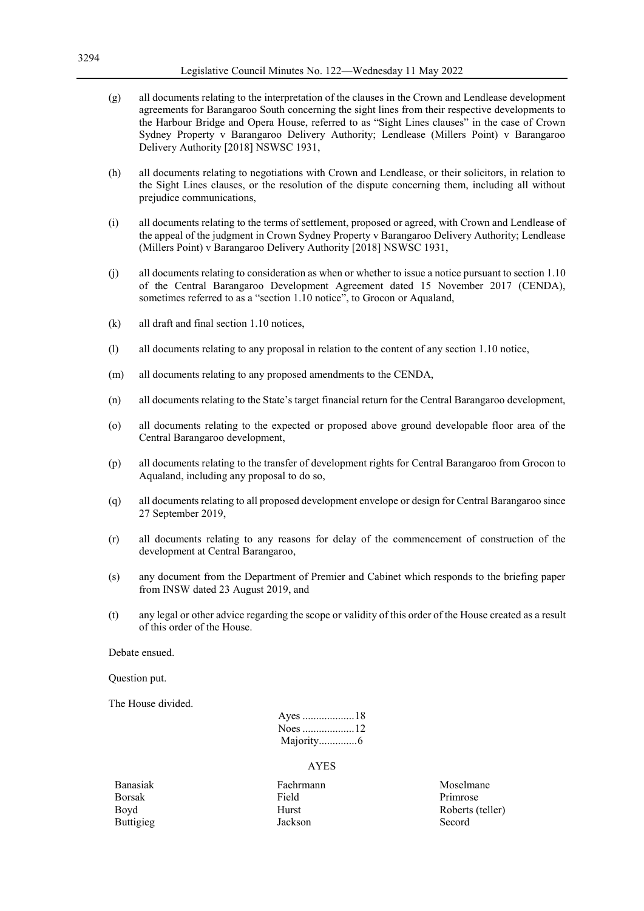(g) all documents relating to the interpretation of the clauses in the Crown and Lendlease development agreements for Barangaroo South concerning the sight lines from their respective developments to the Harbour Bridge and Opera House, referred to as "Sight Lines clauses" in the case of Crown Sydney Property v Barangaroo Delivery Authority; Lendlease (Millers Point) v Barangaroo Delivery Authority [2018] NSWSC 1931,

(h) all documents relating to negotiations with Crown and Lendlease, or their solicitors, in relation to the Sight Lines clauses, or the resolution of the dispute concerning them, including all without prejudice communications,

(i) all documents relating to the terms of settlement, proposed or agreed, with Crown and Lendlease of the appeal of the judgment in Crown Sydney Property v Barangaroo Delivery Authority; Lendlease (Millers Point) v Barangaroo Delivery Authority [2018] NSWSC 1931,

(j) all documents relating to consideration as when or whether to issue a notice pursuant to section 1.10 of the Central Barangaroo Development Agreement dated 15 November 2017 (CENDA), sometimes referred to as a "section 1.10 notice", to Grocon or Aqualand,

(k) all draft and final section 1.10 notices,

(l) all documents relating to any proposal in relation to the content of any section 1.10 notice,

(m) all documents relating to any proposed amendments to the CENDA,

(n) all documents relating to the State's target financial return for the Central Barangaroo development,

(o) all documents relating to the expected or proposed above ground developable floor area of the Central Barangaroo development,

(p) all documents relating to the transfer of development rights for Central Barangaroo from Grocon to Aqualand, including any proposal to do so,

(q) all documents relating to all proposed development envelope or design for Central Barangaroo since 27 September 2019,

(r) all documents relating to any reasons for delay of the commencement of construction of the development at Central Barangaroo,

(s) any document from the Department of Premier and Cabinet which responds to the briefing paper from INSW dated 23 August 2019, and

(t) any legal or other advice regarding the scope or validity of this order of the House created as a result of this order of the House.

Debate ensued.

Question put.

The House divided.

Ayes ...................18
Noes ...................12
Majority..............6

AYES

| | | |
|---|---|---|
| Banasiak | Faehrmann | Moselmane |
| Borsak | Field | Primrose |
| Boyd | Hurst | Roberts (teller) |
| Buttigieg | Jackson | Secord |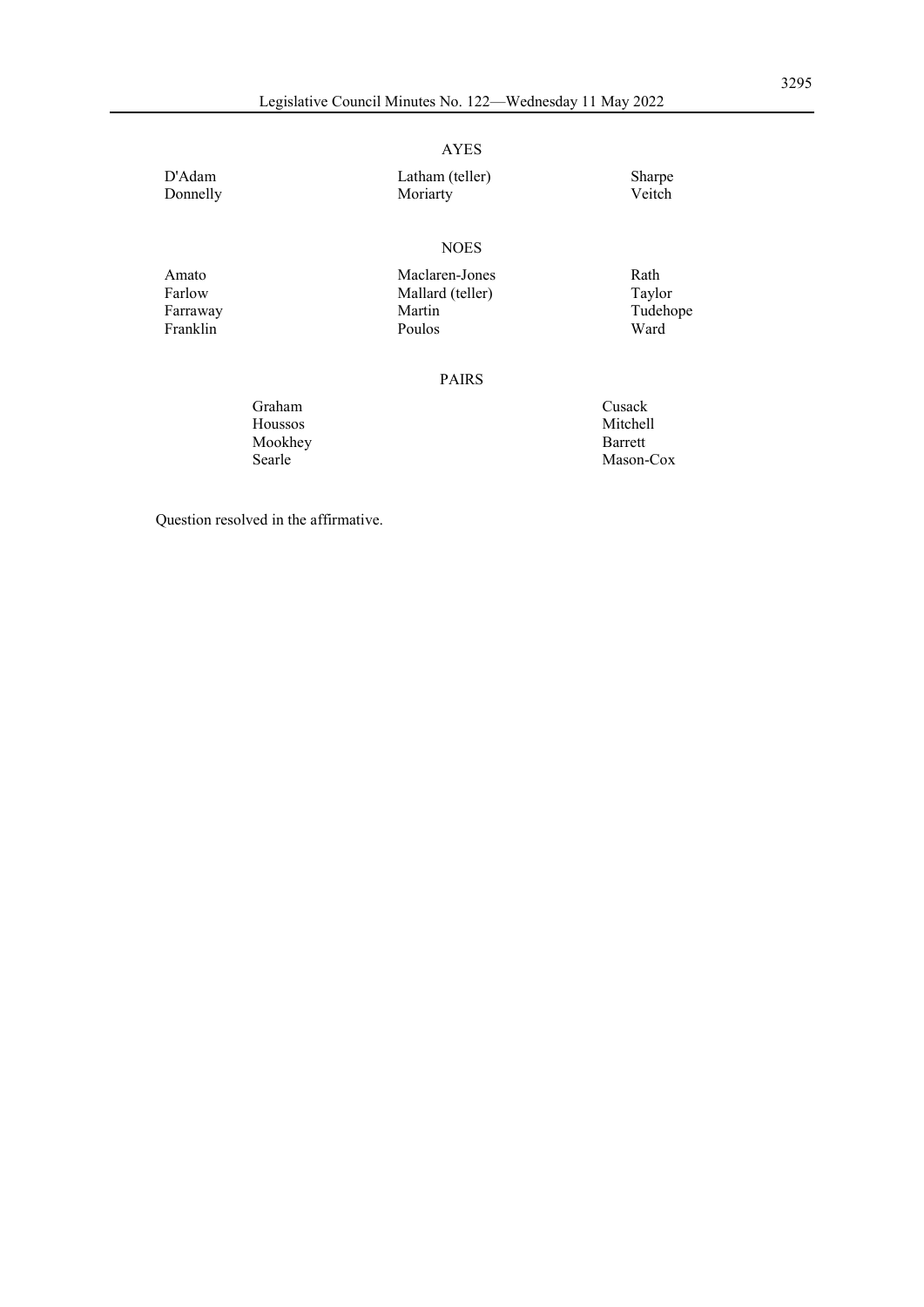AYES

| | | |
|---|---|---|
| D'Adam | Latham (teller) | Sharpe |
| Donnelly | Moriarty | Veitch |

NOES

| | | |
|---|---|---|
| Amato | Maclaren-Jones | Rath |
| Farlow | Mallard (teller) | Taylor |
| Farraway | Martin | Tudehope |
| Franklin | Poulos | Ward |

PAIRS

| | |
|---|---|
| Graham | Cusack |
| Houssos | Mitchell |
| Mookhey | Barrett |
| Searle | Mason-Cox |

Question resolved in the affirmative.